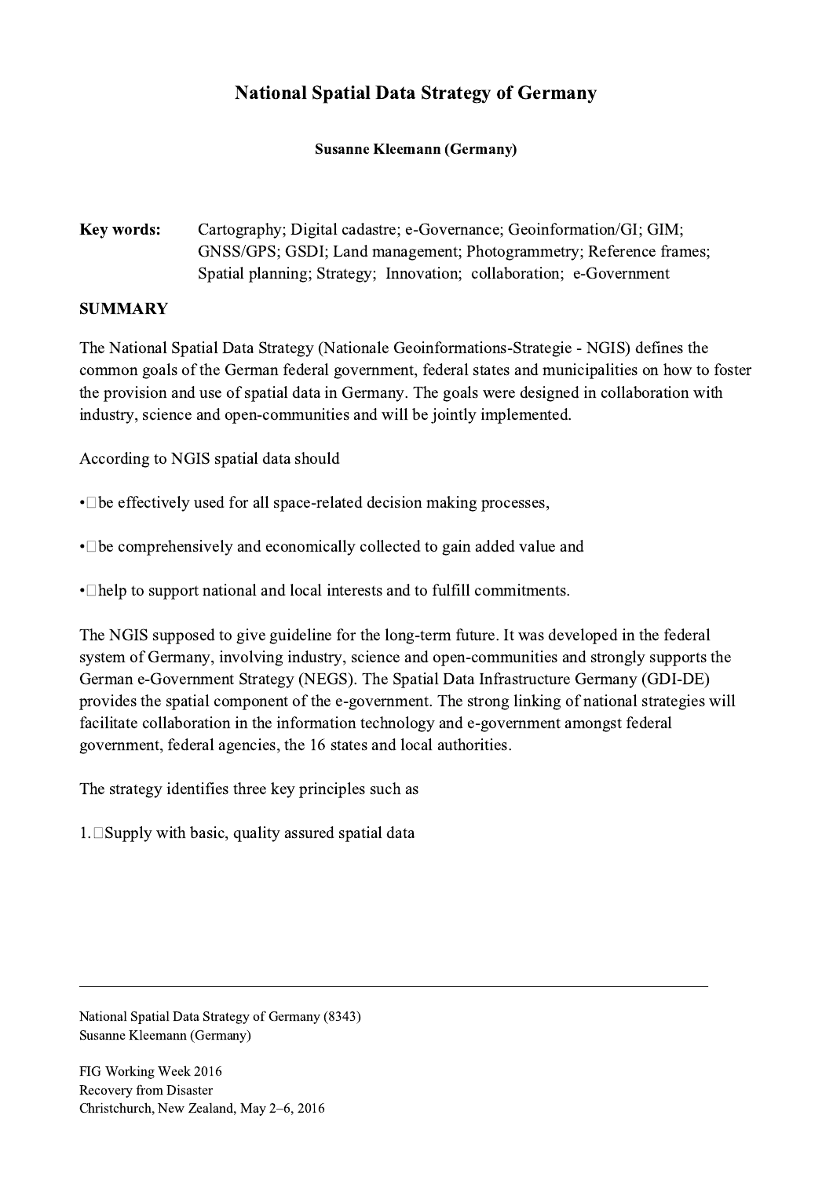# National Spatial Data Strategy of Germany

**Susanne Kleemann (Germany)**

**Key words:** Cartography; Digital cadastre; e-Governance; Geoinformation/GI; GIM; GNSS/GPS; GSDI; Land management; Photogrammetry; Reference frames; Spatial planning; Strategy; Innovation; collaboration; e-Government

## SUMMARY

The National Spatial Data Strategy (Nationale Geoinformations-Strategie - NGIS) defines the common goals of the German federal government, federal states and municipalities on how to foster the provision and use of spatial data in Germany. The goals were designed in collaboration with industry, science and open-communities and will be jointly implemented.

According to NGIS spatial data should

- be effectively used for all space-related decision making processes,
- be comprehensively and economically collected to gain added value and
- help to support national and local interests and to fulfill commitments.

The NGIS supposed to give guideline for the long-term future. It was developed in the federal system of Germany, involving industry, science and open-communities and strongly supports the German e-Government Strategy (NEGS). The Spatial Data Infrastructure Germany (GDI-DE) provides the spatial component of the e-government. The strong linking of national strategies will facilitate collaboration in the information technology and e-government amongst federal government, federal agencies, the 16 states and local authorities.

The strategy identifies three key principles such as

1. Supply with basic, quality assured spatial data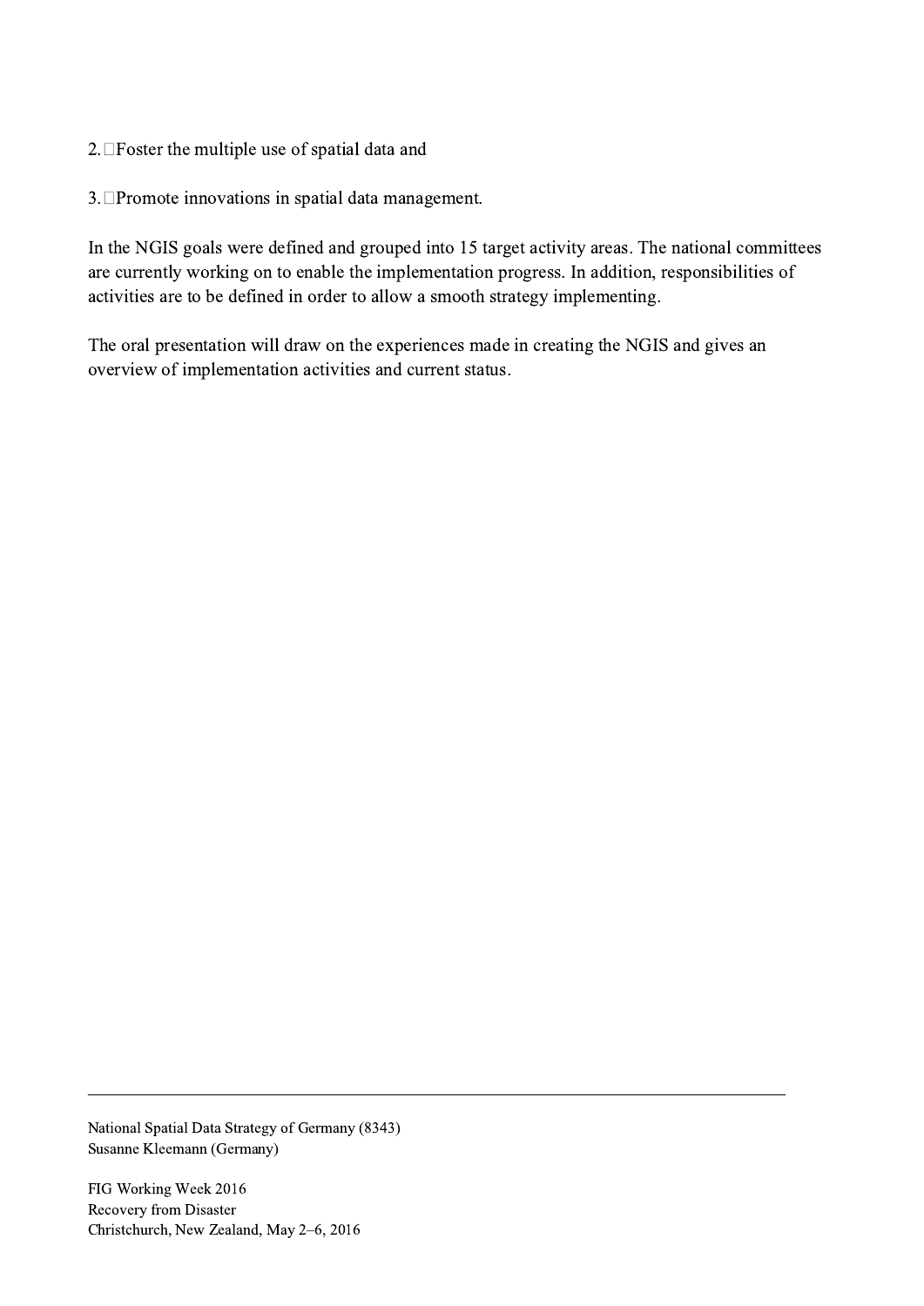2. Foster the multiple use of spatial data and

3. Promote innovations in spatial data management.

In the NGIS goals were defined and grouped into 15 target activity areas. The national committees are currently working on to enable the implementation progress. In addition, responsibilities of activities are to be defined in order to allow a smooth strategy implementing.

The oral presentation will draw on the experiences made in creating the NGIS and gives an overview of implementation activities and current status.